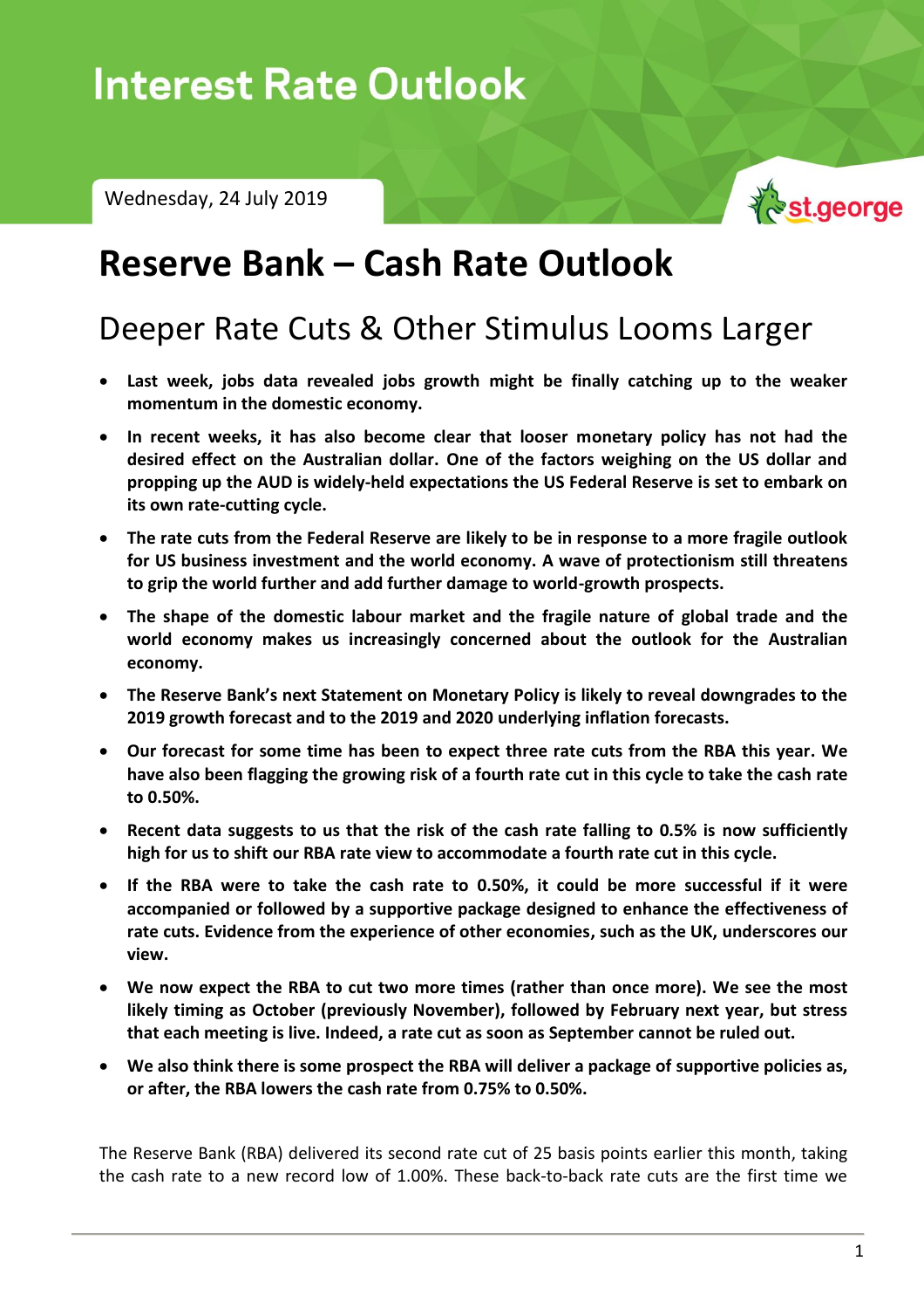Interest Rate Outlook

Wednesday, 24 July 2019

# Reserve Bank – Cash Rate Outlook

## Deeper Rate Cuts & Other Stimulus Looms Larger

- **Last week, jobs data revealed jobs growth might be finally catching up to the weaker momentum in the domestic economy.**
- **In recent weeks, it has also become clear that looser monetary policy has not had the desired effect on the Australian dollar. One of the factors weighing on the US dollar and propping up the AUD is widely-held expectations the US Federal Reserve is set to embark on its own rate-cutting cycle.**
- **The rate cuts from the Federal Reserve are likely to be in response to a more fragile outlook for US business investment and the world economy. A wave of protectionism still threatens to grip the world further and add further damage to world-growth prospects.**
- **The shape of the domestic labour market and the fragile nature of global trade and the world economy makes us increasingly concerned about the outlook for the Australian economy.**
- **The Reserve Bank's next Statement on Monetary Policy is likely to reveal downgrades to the 2019 growth forecast and to the 2019 and 2020 underlying inflation forecasts.**
- **Our forecast for some time has been to expect three rate cuts from the RBA this year. We have also been flagging the growing risk of a fourth rate cut in this cycle to take the cash rate to 0.50%.**
- **Recent data suggests to us that the risk of the cash rate falling to 0.5% is now sufficiently high for us to shift our RBA rate view to accommodate a fourth rate cut in this cycle.**
- **If the RBA were to take the cash rate to 0.50%, it could be more successful if it were accompanied or followed by a supportive package designed to enhance the effectiveness of rate cuts. Evidence from the experience of other economies, such as the UK, underscores our view.**
- **We now expect the RBA to cut two more times (rather than once more). We see the most likely timing as October (previously November), followed by February next year, but stress that each meeting is live. Indeed, a rate cut as soon as September cannot be ruled out.**
- **We also think there is some prospect the RBA will deliver a package of supportive policies as, or after, the RBA lowers the cash rate from 0.75% to 0.50%.**

The Reserve Bank (RBA) delivered its second rate cut of 25 basis points earlier this month, taking the cash rate to a new record low of 1.00%. These back-to-back rate cuts are the first time we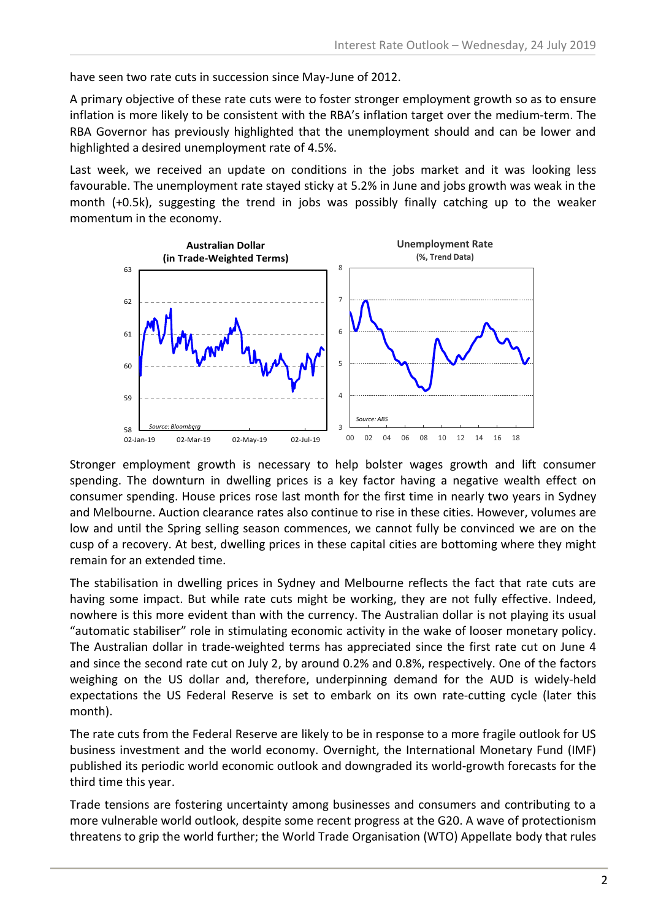have seen two rate cuts in succession since May-June of 2012.

A primary objective of these rate cuts were to foster stronger employment growth so as to ensure inflation is more likely to be consistent with the RBA's inflation target over the medium-term. The RBA Governor has previously highlighted that the unemployment should and can be lower and highlighted a desired unemployment rate of 4.5%.

Last week, we received an update on conditions in the jobs market and it was looking less favourable. The unemployment rate stayed sticky at 5.2% in June and jobs growth was weak in the month (+0.5k), suggesting the trend in jobs was possibly finally catching up to the weaker momentum in the economy.

Stronger employment growth is necessary to help bolster wages growth and lift consumer spending. The downturn in dwelling prices is a key factor having a negative wealth effect on consumer spending. House prices rose last month for the first time in nearly two years in Sydney and Melbourne. Auction clearance rates also continue to rise in these cities. However, volumes are low and until the Spring selling season commences, we cannot fully be convinced we are on the cusp of a recovery. At best, dwelling prices in these capital cities are bottoming where they might remain for an extended time.

The stabilisation in dwelling prices in Sydney and Melbourne reflects the fact that rate cuts are having some impact. But while rate cuts might be working, they are not fully effective. Indeed, nowhere is this more evident than with the currency. The Australian dollar is not playing its usual "automatic stabiliser" role in stimulating economic activity in the wake of looser monetary policy. The Australian dollar in trade-weighted terms has appreciated since the first rate cut on June 4 and since the second rate cut on July 2, by around 0.2% and 0.8%, respectively. One of the factors weighing on the US dollar and, therefore, underpinning demand for the AUD is widely-held expectations the US Federal Reserve is set to embark on its own rate-cutting cycle (later this month).

The rate cuts from the Federal Reserve are likely to be in response to a more fragile outlook for US business investment and the world economy. Overnight, the International Monetary Fund (IMF) published its periodic world economic outlook and downgraded its world-growth forecasts for the third time this year.

Trade tensions are fostering uncertainty among businesses and consumers and contributing to a more vulnerable world outlook, despite some recent progress at the G20. A wave of protectionism threatens to grip the world further; the World Trade Organisation (WTO) Appellate body that rules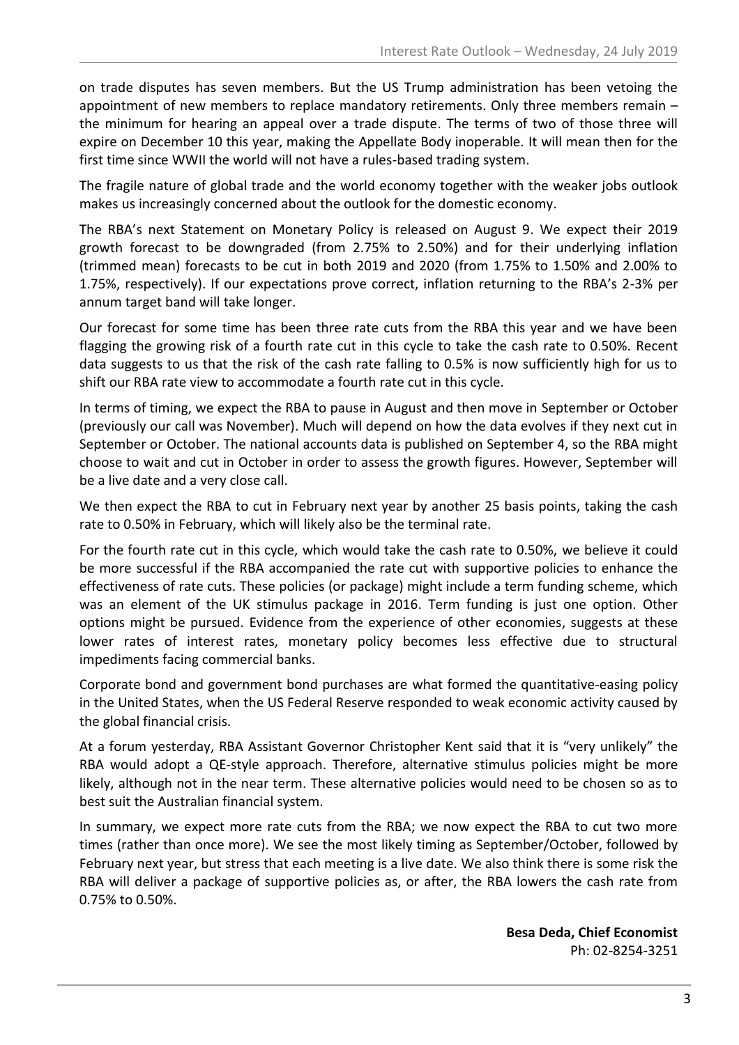on trade disputes has seven members. But the US Trump administration has been vetoing the appointment of new members to replace mandatory retirements. Only three members remain – the minimum for hearing an appeal over a trade dispute. The terms of two of those three will expire on December 10 this year, making the Appellate Body inoperable. It will mean then for the first time since WWII the world will not have a rules-based trading system.

The fragile nature of global trade and the world economy together with the weaker jobs outlook makes us increasingly concerned about the outlook for the domestic economy.

The RBA's next Statement on Monetary Policy is released on August 9. We expect their 2019 growth forecast to be downgraded (from 2.75% to 2.50%) and for their underlying inflation (trimmed mean) forecasts to be cut in both 2019 and 2020 (from 1.75% to 1.50% and 2.00% to 1.75%, respectively). If our expectations prove correct, inflation returning to the RBA's 2-3% per annum target band will take longer.

Our forecast for some time has been three rate cuts from the RBA this year and we have been flagging the growing risk of a fourth rate cut in this cycle to take the cash rate to 0.50%. Recent data suggests to us that the risk of the cash rate falling to 0.5% is now sufficiently high for us to shift our RBA rate view to accommodate a fourth rate cut in this cycle.

In terms of timing, we expect the RBA to pause in August and then move in September or October (previously our call was November). Much will depend on how the data evolves if they next cut in September or October. The national accounts data is published on September 4, so the RBA might choose to wait and cut in October in order to assess the growth figures. However, September will be a live date and a very close call.

We then expect the RBA to cut in February next year by another 25 basis points, taking the cash rate to 0.50% in February, which will likely also be the terminal rate.

For the fourth rate cut in this cycle, which would take the cash rate to 0.50%, we believe it could be more successful if the RBA accompanied the rate cut with supportive policies to enhance the effectiveness of rate cuts. These policies (or package) might include a term funding scheme, which was an element of the UK stimulus package in 2016. Term funding is just one option. Other options might be pursued. Evidence from the experience of other economies, suggests at these lower rates of interest rates, monetary policy becomes less effective due to structural impediments facing commercial banks.

Corporate bond and government bond purchases are what formed the quantitative-easing policy in the United States, when the US Federal Reserve responded to weak economic activity caused by the global financial crisis.

At a forum yesterday, RBA Assistant Governor Christopher Kent said that it is "very unlikely" the RBA would adopt a QE-style approach. Therefore, alternative stimulus policies might be more likely, although not in the near term. These alternative policies would need to be chosen so as to best suit the Australian financial system.

In summary, we expect more rate cuts from the RBA; we now expect the RBA to cut two more times (rather than once more). We see the most likely timing as September/October, followed by February next year, but stress that each meeting is a live date. We also think there is some risk the RBA will deliver a package of supportive policies as, or after, the RBA lowers the cash rate from 0.75% to 0.50%.

**Besa Deda, Chief Economist**
Ph: 02-8254-3251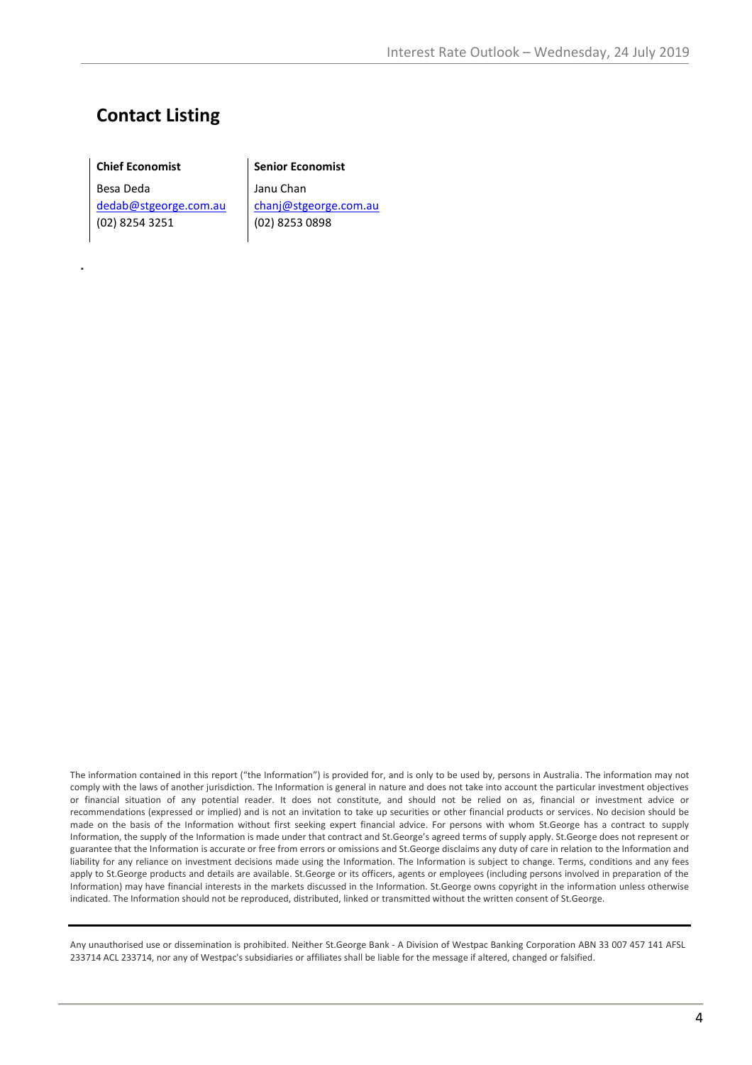## Contact Listing

**Chief Economist**

Besa Deda
dedab@stgeorge.com.au
(02) 8254 3251

**Senior Economist**

Janu Chan
chanj@stgeorge.com.au
(02) 8253 0898

The information contained in this report ("the Information") is provided for, and is only to be used by, persons in Australia. The information may not comply with the laws of another jurisdiction. The Information is general in nature and does not take into account the particular investment objectives or financial situation of any potential reader. It does not constitute, and should not be relied on as, financial or investment advice or recommendations (expressed or implied) and is not an invitation to take up securities or other financial products or services. No decision should be made on the basis of the Information without first seeking expert financial advice. For persons with whom St.George has a contract to supply Information, the supply of the Information is made under that contract and St.George's agreed terms of supply apply. St.George does not represent or guarantee that the Information is accurate or free from errors or omissions and St.George disclaims any duty of care in relation to the Information and liability for any reliance on investment decisions made using the Information. The Information is subject to change. Terms, conditions and any fees apply to St.George products and details are available. St.George or its officers, agents or employees (including persons involved in preparation of the Information) may have financial interests in the markets discussed in the Information. St.George owns copyright in the information unless otherwise indicated. The Information should not be reproduced, distributed, linked or transmitted without the written consent of St.George.

Any unauthorised use or dissemination is prohibited. Neither St.George Bank - A Division of Westpac Banking Corporation ABN 33 007 457 141 AFSL 233714 ACL 233714, nor any of Westpac's subsidiaries or affiliates shall be liable for the message if altered, changed or falsified.